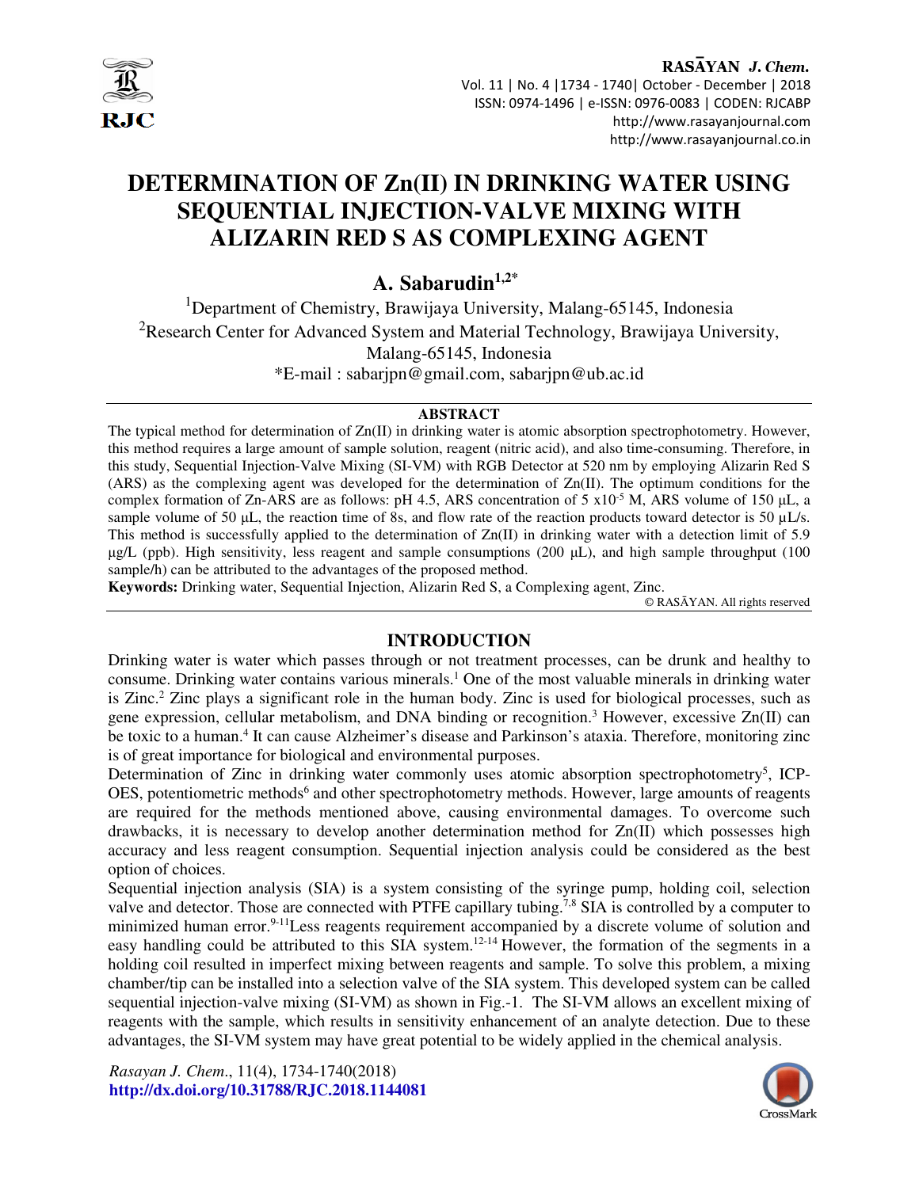# DETERMINATION OF Zn(II) IN DRINKING WATER USING SEQUENTIAL INJECTION-VALVE MIXING WITH ALIZARIN RED S AS COMPLEXING AGENT

**A. Sabarudin[1,2*]**

[1]Department of Chemistry, Brawijaya University, Malang-65145, Indonesia

[2]Research Center for Advanced System and Material Technology, Brawijaya University, Malang-65145, Indonesia

*E-mail : sabarjpn@gmail.com, sabarjpn@ub.ac.id

## ABSTRACT

The typical method for determination of Zn(II) in drinking water is atomic absorption spectrophotometry. However, this method requires a large amount of sample solution, reagent (nitric acid), and also time-consuming. Therefore, in this study, Sequential Injection-Valve Mixing (SI-VM) with RGB Detector at 520 nm by employing Alizarin Red S (ARS) as the complexing agent was developed for the determination of Zn(II). The optimum conditions for the complex formation of Zn-ARS are as follows: pH 4.5, ARS concentration of $5 \times 10^{-5}$ M, ARS volume of 150 µL, a sample volume of 50 µL, the reaction time of 8s, and flow rate of the reaction products toward detector is 50 µL/s. This method is successfully applied to the determination of Zn(II) in drinking water with a detection limit of 5.9 µg/L (ppb). High sensitivity, less reagent and sample consumptions (200 µL), and high sample throughput (100 sample/h) can be attributed to the advantages of the proposed method.

**Keywords:** Drinking water, Sequential Injection, Alizarin Red S, a Complexing agent, Zinc.

© RASĀYAN. All rights reserved

## INTRODUCTION

Drinking water is water which passes through or not treatment processes, can be drunk and healthy to consume. Drinking water contains various minerals.[1] One of the most valuable minerals in drinking water is Zinc.[2] Zinc plays a significant role in the human body. Zinc is used for biological processes, such as gene expression, cellular metabolism, and DNA binding or recognition.[3] However, excessive Zn(II) can be toxic to a human.[4] It can cause Alzheimer's disease and Parkinson's ataxia. Therefore, monitoring zinc is of great importance for biological and environmental purposes.

Determination of Zinc in drinking water commonly uses atomic absorption spectrophotometry[5], ICP-OES, potentiometric methods[6] and other spectrophotometry methods. However, large amounts of reagents are required for the methods mentioned above, causing environmental damages. To overcome such drawbacks, it is necessary to develop another determination method for Zn(II) which possesses high accuracy and less reagent consumption. Sequential injection analysis could be considered as the best option of choices.

Sequential injection analysis (SIA) is a system consisting of the syringe pump, holding coil, selection valve and detector. Those are connected with PTFE capillary tubing.[7,8] SIA is controlled by a computer to minimized human error.[9-11]Less reagents requirement accompanied by a discrete volume of solution and easy handling could be attributed to this SIA system.[12-14] However, the formation of the segments in a holding coil resulted in imperfect mixing between reagents and sample. To solve this problem, a mixing chamber/tip can be installed into a selection valve of the SIA system. This developed system can be called sequential injection-valve mixing (SI-VM) as shown in Fig.-1. The SI-VM allows an excellent mixing of reagents with the sample, which results in sensitivity enhancement of an analyte detection. Due to these advantages, the SI-VM system may have great potential to be widely applied in the chemical analysis.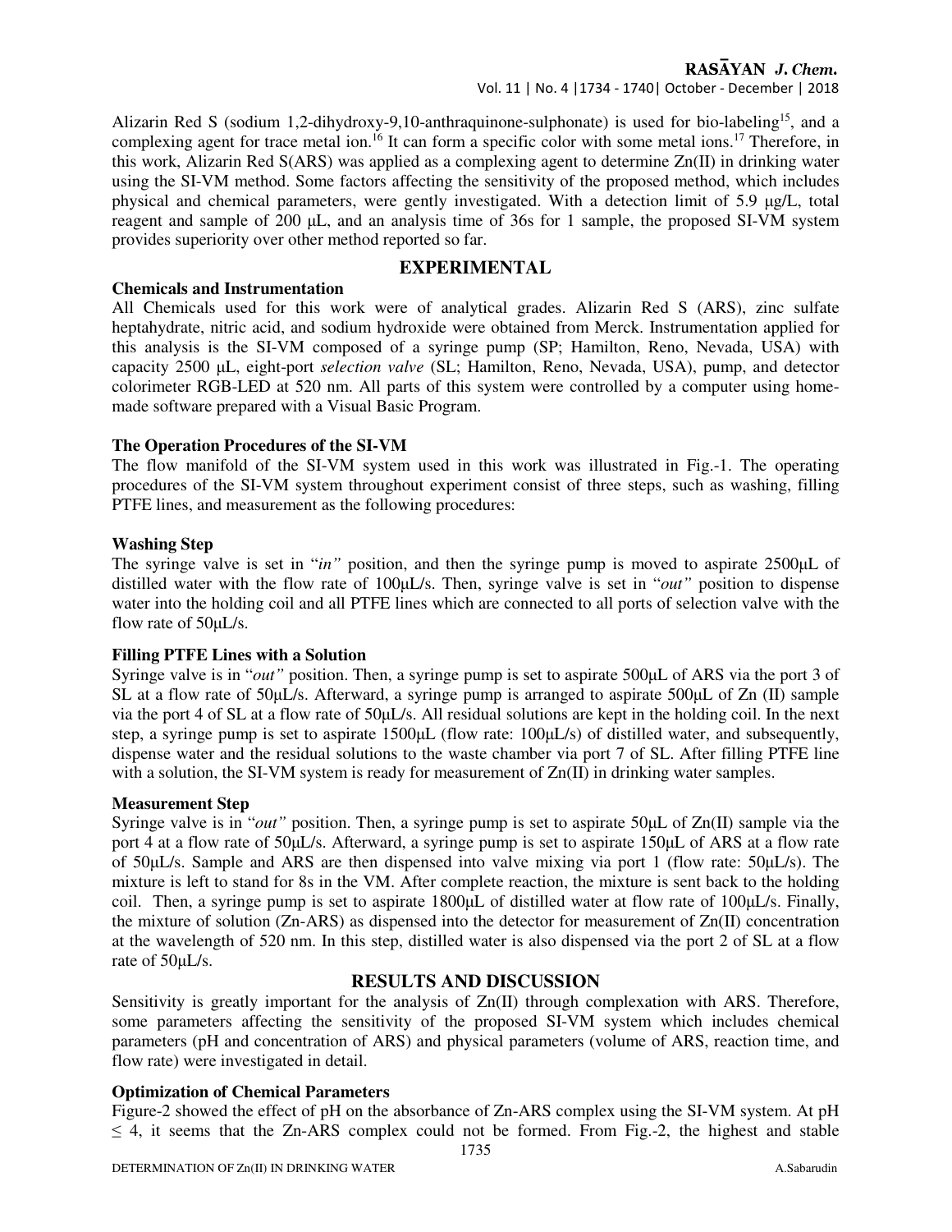Alizarin Red S (sodium 1,2-dihydroxy-9,10-anthraquinone-sulphonate) is used for bio-labeling[15], and a complexing agent for trace metal ion.[16] It can form a specific color with some metal ions.[17] Therefore, in this work, Alizarin Red S(ARS) was applied as a complexing agent to determine Zn(II) in drinking water using the SI-VM method. Some factors affecting the sensitivity of the proposed method, which includes physical and chemical parameters, were gently investigated. With a detection limit of 5.9 μg/L, total reagent and sample of 200 μL, and an analysis time of 36s for 1 sample, the proposed SI-VM system provides superiority over other method reported so far.

## EXPERIMENTAL

### Chemicals and Instrumentation

All Chemicals used for this work were of analytical grades. Alizarin Red S (ARS), zinc sulfate heptahydrate, nitric acid, and sodium hydroxide were obtained from Merck. Instrumentation applied for this analysis is the SI-VM composed of a syringe pump (SP; Hamilton, Reno, Nevada, USA) with capacity 2500 μL, eight-port *selection valve* (SL; Hamilton, Reno, Nevada, USA), pump, and detector colorimeter RGB-LED at 520 nm. All parts of this system were controlled by a computer using home-made software prepared with a Visual Basic Program.

### The Operation Procedures of the SI-VM

The flow manifold of the SI-VM system used in this work was illustrated in Fig.-1. The operating procedures of the SI-VM system throughout experiment consist of three steps, such as washing, filling PTFE lines, and measurement as the following procedures:

### Washing Step

The syringe valve is set in "*in"* position, and then the syringe pump is moved to aspirate 2500μL of distilled water with the flow rate of 100μL/s. Then, syringe valve is set in "*out"* position to dispense water into the holding coil and all PTFE lines which are connected to all ports of selection valve with the flow rate of 50μL/s.

### Filling PTFE Lines with a Solution

Syringe valve is in "*out"* position. Then, a syringe pump is set to aspirate 500μL of ARS via the port 3 of SL at a flow rate of 50μL/s. Afterward, a syringe pump is arranged to aspirate 500μL of Zn (II) sample via the port 4 of SL at a flow rate of 50μL/s. All residual solutions are kept in the holding coil. In the next step, a syringe pump is set to aspirate 1500μL (flow rate: 100μL/s) of distilled water, and subsequently, dispense water and the residual solutions to the waste chamber via port 7 of SL. After filling PTFE line with a solution, the SI-VM system is ready for measurement of Zn(II) in drinking water samples.

### Measurement Step

Syringe valve is in "*out"* position. Then, a syringe pump is set to aspirate 50μL of Zn(II) sample via the port 4 at a flow rate of 50μL/s. Afterward, a syringe pump is set to aspirate 150μL of ARS at a flow rate of 50μL/s. Sample and ARS are then dispensed into valve mixing via port 1 (flow rate: 50μL/s). The mixture is left to stand for 8s in the VM. After complete reaction, the mixture is sent back to the holding coil. Then, a syringe pump is set to aspirate 1800μL of distilled water at flow rate of 100μL/s. Finally, the mixture of solution (Zn-ARS) as dispensed into the detector for measurement of Zn(II) concentration at the wavelength of 520 nm. In this step, distilled water is also dispensed via the port 2 of SL at a flow rate of 50μL/s.

## RESULTS AND DISCUSSION

Sensitivity is greatly important for the analysis of Zn(II) through complexation with ARS. Therefore, some parameters affecting the sensitivity of the proposed SI-VM system which includes chemical parameters (pH and concentration of ARS) and physical parameters (volume of ARS, reaction time, and flow rate) were investigated in detail.

### Optimization of Chemical Parameters

Figure-2 showed the effect of pH on the absorbance of Zn-ARS complex using the SI-VM system. At pH $\leq$ 4, it seems that the Zn-ARS complex could not be formed. From Fig.-2, the highest and stable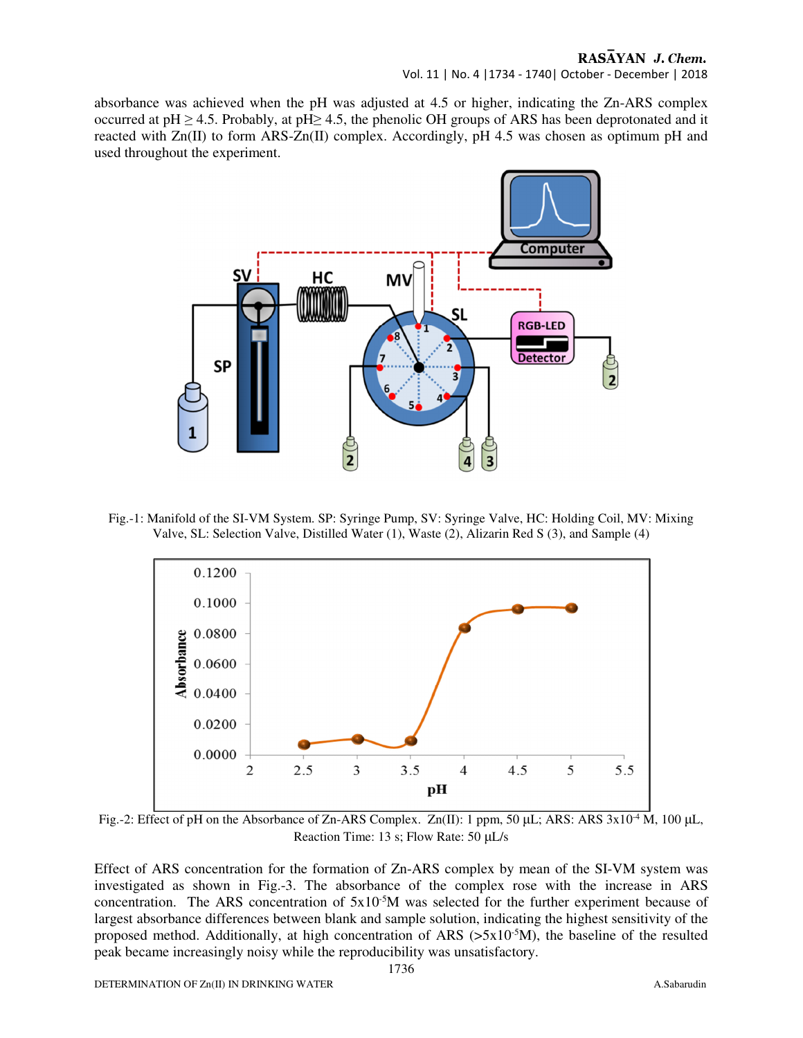absorbance was achieved when the pH was adjusted at 4.5 or higher, indicating the Zn-ARS complex occurred at pH ≥ 4.5. Probably, at pH≥ 4.5, the phenolic OH groups of ARS has been deprotonated and it reacted with Zn(II) to form ARS-Zn(II) complex. Accordingly, pH 4.5 was chosen as optimum pH and used throughout the experiment.

Fig.-1: Manifold of the SI-VM System. SP: Syringe Pump, SV: Syringe Valve, HC: Holding Coil, MV: Mixing Valve, SL: Selection Valve, Distilled Water (1), Waste (2), Alizarin Red S (3), and Sample (4)

Fig.-2: Effect of pH on the Absorbance of Zn-ARS Complex. Zn(II): 1 ppm, 50 µL; ARS: ARS $3x10^{-4}$ M, 100 µL, Reaction Time: 13 s; Flow Rate: 50 µL/s

Effect of ARS concentration for the formation of Zn-ARS complex by mean of the SI-VM system was investigated as shown in Fig.-3. The absorbance of the complex rose with the increase in ARS concentration. The ARS concentration of $5x10^{-5}$M was selected for the further experiment because of largest absorbance differences between blank and sample solution, indicating the highest sensitivity of the proposed method. Additionally, at high concentration of ARS (>$5x10^{-5}$M), the baseline of the resulted peak became increasingly noisy while the reproducibility was unsatisfactory.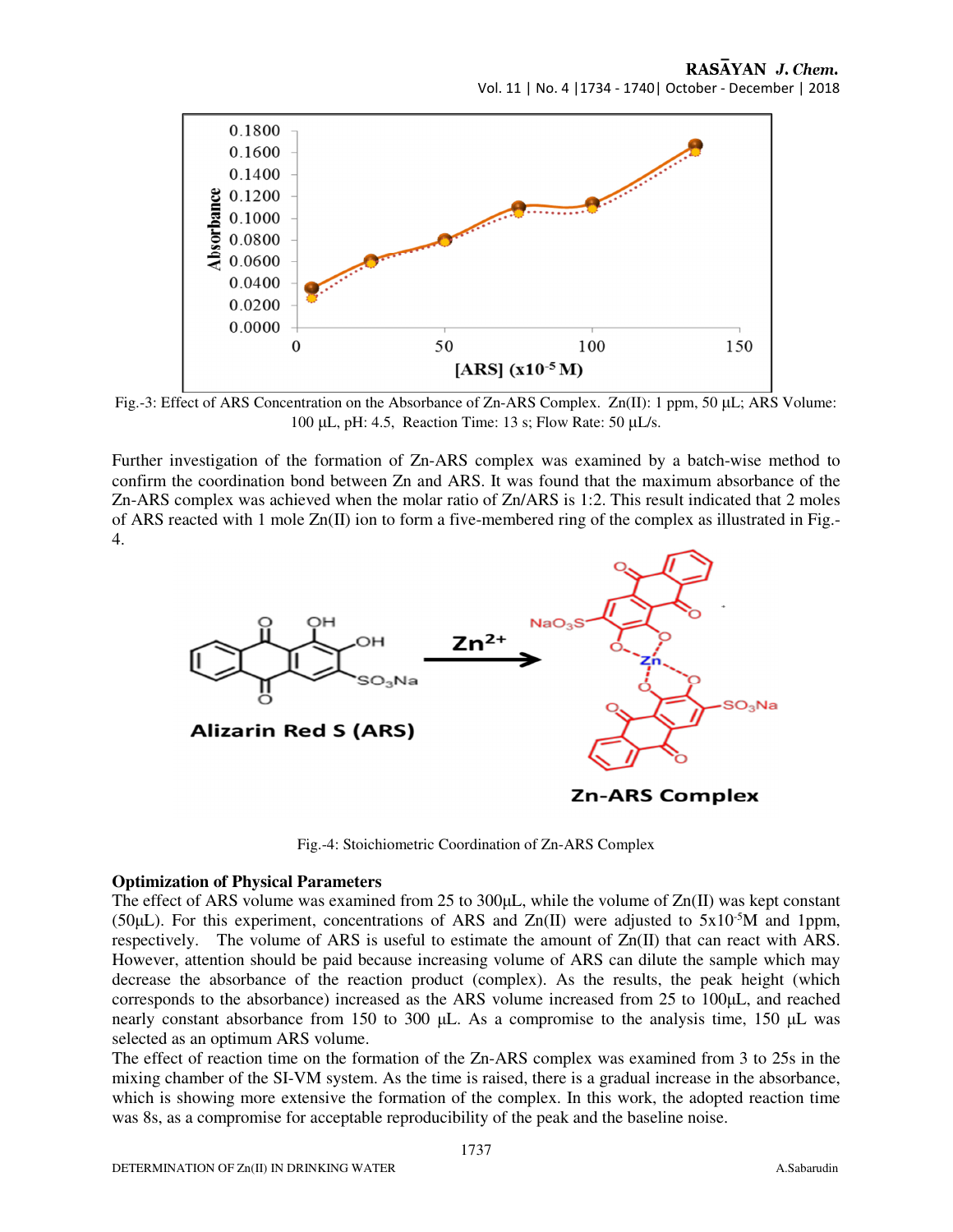Fig.-3: Effect of ARS Concentration on the Absorbance of Zn-ARS Complex. Zn(II): 1 ppm, 50 µL; ARS Volume: 100 µL, pH: 4.5, Reaction Time: 13 s; Flow Rate: 50 µL/s.

Further investigation of the formation of Zn-ARS complex was examined by a batch-wise method to confirm the coordination bond between Zn and ARS. It was found that the maximum absorbance of the Zn-ARS complex was achieved when the molar ratio of Zn/ARS is 1:2. This result indicated that 2 moles of ARS reacted with 1 mole Zn(II) ion to form a five-membered ring of the complex as illustrated in Fig.-4.

Fig.-4: Stoichiometric Coordination of Zn-ARS Complex

**Optimization of Physical Parameters**

The effect of ARS volume was examined from 25 to 300µL, while the volume of Zn(II) was kept constant (50µL). For this experiment, concentrations of ARS and Zn(II) were adjusted to $5 \times 10^{-5}$M and 1ppm, respectively. The volume of ARS is useful to estimate the amount of Zn(II) that can react with ARS. However, attention should be paid because increasing volume of ARS can dilute the sample which may decrease the absorbance of the reaction product (complex). As the results, the peak height (which corresponds to the absorbance) increased as the ARS volume increased from 25 to 100µL, and reached nearly constant absorbance from 150 to 300 µL. As a compromise to the analysis time, 150 µL was selected as an optimum ARS volume.

The effect of reaction time on the formation of the Zn-ARS complex was examined from 3 to 25s in the mixing chamber of the SI-VM system. As the time is raised, there is a gradual increase in the absorbance, which is showing more extensive the formation of the complex. In this work, the adopted reaction time was 8s, as a compromise for acceptable reproducibility of the peak and the baseline noise.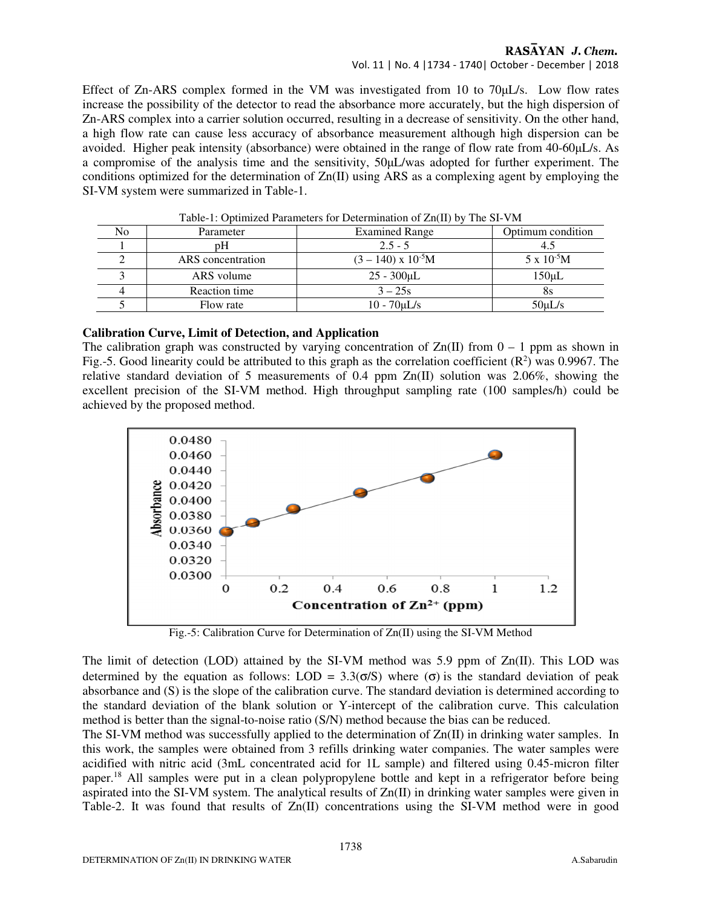Effect of Zn-ARS complex formed in the VM was investigated from 10 to 70µL/s. Low flow rates increase the possibility of the detector to read the absorbance more accurately, but the high dispersion of Zn-ARS complex into a carrier solution occurred, resulting in a decrease of sensitivity. On the other hand, a high flow rate can cause less accuracy of absorbance measurement although high dispersion can be avoided. Higher peak intensity (absorbance) were obtained in the range of flow rate from 40-60µL/s. As a compromise of the analysis time and the sensitivity, 50µL/was adopted for further experiment. The conditions optimized for the determination of Zn(II) using ARS as a complexing agent by employing the SI-VM system were summarized in Table-1.

Table-1: Optimized Parameters for Determination of Zn(II) by The SI-VM

| No | Parameter | Examined Range | Optimum condition |
|---|---|---|---|
| 1 | pH | 2.5 - 5 | 4.5 |
| 2 | ARS concentration | $(3 – 140) \times 10^{-5}$M | $5 \times 10^{-5}$M |
| 3 | ARS volume | 25 - 300µL | 150µL |
| 4 | Reaction time | 3 – 25s | 8s |
| 5 | Flow rate | 10 - 70µL/s | 50µL/s |

### Calibration Curve, Limit of Detection, and Application

The calibration graph was constructed by varying concentration of Zn(II) from 0 – 1 ppm as shown in Fig.-5. Good linearity could be attributed to this graph as the correlation coefficient ($R^2$) was 0.9967. The relative standard deviation of 5 measurements of 0.4 ppm Zn(II) solution was 2.06%, showing the excellent precision of the SI-VM method. High throughput sampling rate (100 samples/h) could be achieved by the proposed method.

Fig.-5: Calibration Curve for Determination of Zn(II) using the SI-VM Method

The limit of detection (LOD) attained by the SI-VM method was 5.9 ppm of Zn(II). This LOD was determined by the equation as follows: LOD = $3.3(\sigma/S)$ where ($\sigma$) is the standard deviation of peak absorbance and (S) is the slope of the calibration curve. The standard deviation is determined according to the standard deviation of the blank solution or Y-intercept of the calibration curve. This calculation method is better than the signal-to-noise ratio (S/N) method because the bias can be reduced.

The SI-VM method was successfully applied to the determination of Zn(II) in drinking water samples. In this work, the samples were obtained from 3 refills drinking water companies. The water samples were acidified with nitric acid (3mL concentrated acid for 1L sample) and filtered using 0.45-micron filter paper.[18] All samples were put in a clean polypropylene bottle and kept in a refrigerator before being aspirated into the SI-VM system. The analytical results of Zn(II) in drinking water samples were given in Table-2. It was found that results of Zn(II) concentrations using the SI-VM method were in good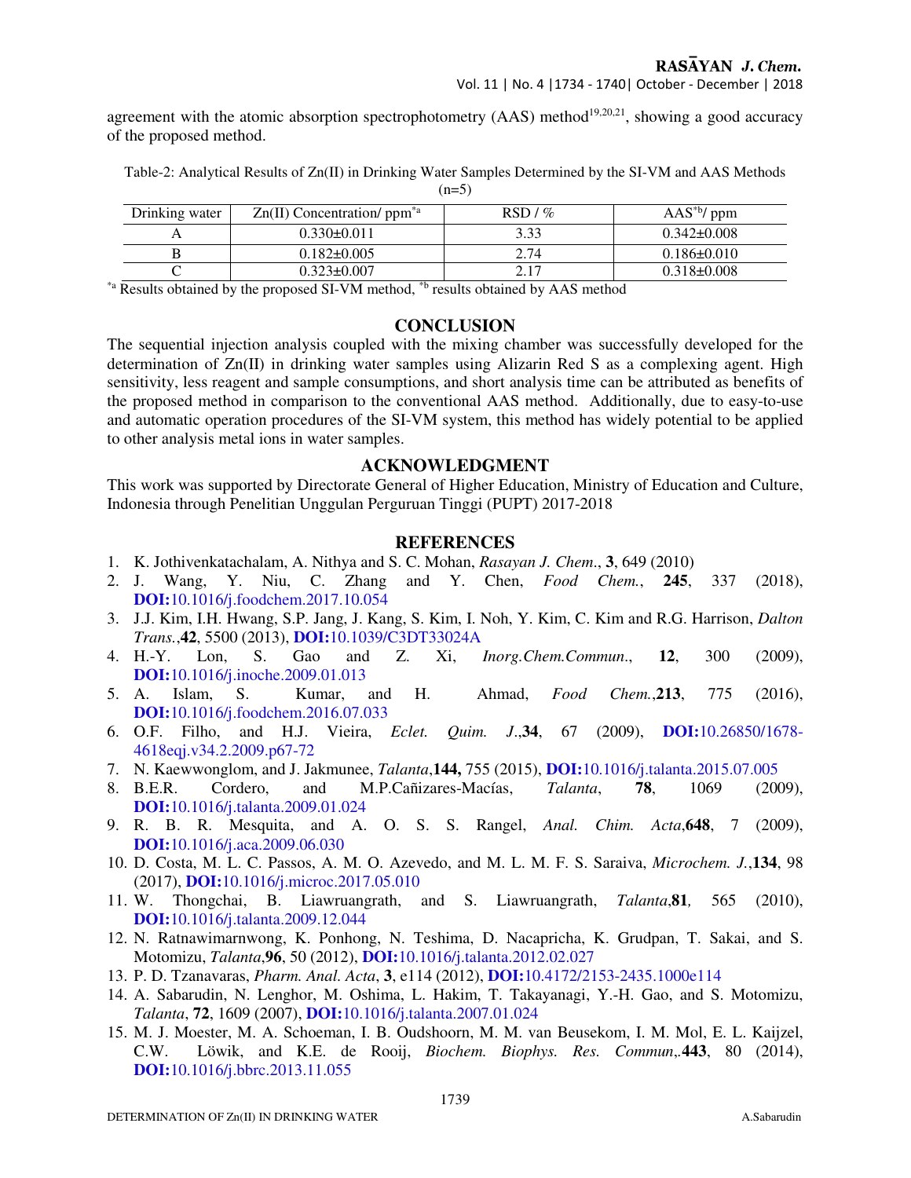agreement with the atomic absorption spectrophotometry (AAS) method[19,20,21], showing a good accuracy of the proposed method.

Table-2: Analytical Results of Zn(II) in Drinking Water Samples Determined by the SI-VM and AAS Methods (n=5)

| Drinking water | Zn(II) Concentration/ ppm[*a] | RSD / % | AAS[*b]/ ppm |
|---|---|---|---|
| A | 0.330±0.011 | 3.33 | 0.342±0.008 |
| B | 0.182±0.005 | 2.74 | 0.186±0.010 |
| C | 0.323±0.007 | 2.17 | 0.318±0.008 |

[*a] Results obtained by the proposed SI-VM method, [*b] results obtained by AAS method

## CONCLUSION

The sequential injection analysis coupled with the mixing chamber was successfully developed for the determination of Zn(II) in drinking water samples using Alizarin Red S as a complexing agent. High sensitivity, less reagent and sample consumptions, and short analysis time can be attributed as benefits of the proposed method in comparison to the conventional AAS method. Additionally, due to easy-to-use and automatic operation procedures of the SI-VM system, this method has widely potential to be applied to other analysis metal ions in water samples.

## ACKNOWLEDGMENT

This work was supported by Directorate General of Higher Education, Ministry of Education and Culture, Indonesia through Penelitian Unggulan Perguruan Tinggi (PUPT) 2017-2018

## REFERENCES

1. K. Jothivenkatachalam, A. Nithya and S. C. Mohan, *Rasayan J. Chem*., **3**, 649 (2010)
2. J. Wang, Y. Niu, C. Zhang and Y. Chen, *Food Chem.*, **245**, 337 (2018), **DOI:**10.1016/j.foodchem.2017.10.054
3. J.J. Kim, I.H. Hwang, S.P. Jang, J. Kang, S. Kim, I. Noh, Y. Kim, C. Kim and R.G. Harrison, *Dalton Trans.*,**42**, 5500 (2013), **DOI:**10.1039/C3DT33024A
4. H.-Y. Lon, S. Gao and Z. Xi, *Inorg.Chem.Commun*., **12**, 300 (2009), **DOI:**10.1016/j.inoche.2009.01.013
5. A. Islam, S. Kumar, and H. Ahmad, *Food Chem.*,**213**, 775 (2016), **DOI:**10.1016/j.foodchem.2016.07.033
6. O.F. Filho, and H.J. Vieira, *Eclet. Quim. J*.,**34**, 67 (2009), **DOI:**10.26850/1678-4618eqj.v34.2.2009.p67-72
7. N. Kaewwonglom, and J. Jakmunee, *Talanta*,**144,** 755 (2015), **DOI:**10.1016/j.talanta.2015.07.005
8. B.E.R. Cordero, and M.P.Cañizares-Macías, *Talanta*, **78**, 1069 (2009), **DOI:**10.1016/j.talanta.2009.01.024
9. R. B. R. Mesquita, and A. O. S. S. Rangel, *Anal. Chim. Acta*,**648**, 7 (2009), **DOI:**10.1016/j.aca.2009.06.030
10. D. Costa, M. L. C. Passos, A. M. O. Azevedo, and M. L. M. F. S. Saraiva, *Microchem. J.*,**134**, 98 (2017), **DOI:**10.1016/j.microc.2017.05.010
11. W. Thongchai, B. Liawruangrath, and S. Liawruangrath, *Talanta*,**81**, 565 (2010), **DOI:**10.1016/j.talanta.2009.12.044
12. N. Ratnawimarnwong, K. Ponhong, N. Teshima, D. Nacapricha, K. Grudpan, T. Sakai, and S. Motomizu, *Talanta*,**96**, 50 (2012), **DOI:**10.1016/j.talanta.2012.02.027
13. P. D. Tzanavaras, *Pharm. Anal. Acta*, **3**, e114 (2012), **DOI:**10.4172/2153-2435.1000e114
14. A. Sabarudin, N. Lenghor, M. Oshima, L. Hakim, T. Takayanagi, Y.-H. Gao, and S. Motomizu, *Talanta*, **72**, 1609 (2007), **DOI:**10.1016/j.talanta.2007.01.024
15. M. J. Moester, M. A. Schoeman, I. B. Oudshoorn, M. M. van Beusekom, I. M. Mol, E. L. Kaijzel, C.W. Löwik, and K.E. de Rooij, *Biochem. Biophys. Res. Commun*,.**443**, 80 (2014), **DOI:**10.1016/j.bbrc.2013.11.055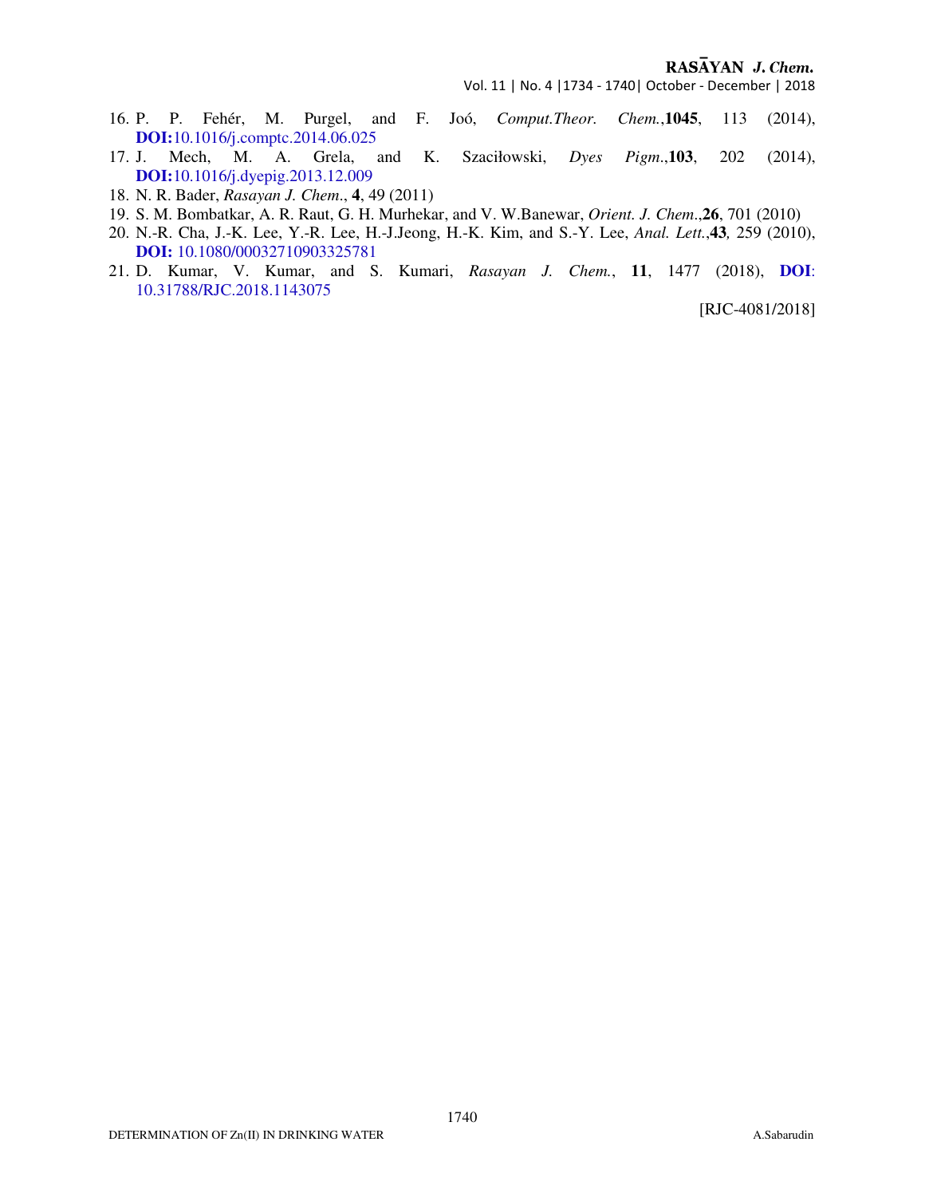16. P. P. Fehér, M. Purgel, and F. Joó, *Comput.Theor. Chem.*,**1045**, 113 (2014), **DOI:**10.1016/j.comptc.2014.06.025
17. J. Mech, M. A. Grela, and K. Szaciłowski, *Dyes Pigm*.,**103**, 202 (2014), **DOI:**10.1016/j.dyepig.2013.12.009
18. N. R. Bader, *Rasayan J. Chem*., **4**, 49 (2011)
19. S. M. Bombatkar, A. R. Raut, G. H. Murhekar, and V. W.Banewar, *Orient. J. Chem*.,**26**, 701 (2010)
20. N.-R. Cha, J.-K. Lee, Y.-R. Lee, H.-J.Jeong, H.-K. Kim, and S.-Y. Lee, *Anal. Lett.*,**43***,* 259 (2010), **DOI:** 10.1080/00032710903325781
21. D. Kumar, V. Kumar, and S. Kumari, *Rasayan J. Chem.*, **11**, 1477 (2018), **DOI**: 10.31788/RJC.2018.1143075

[RJC-4081/2018]